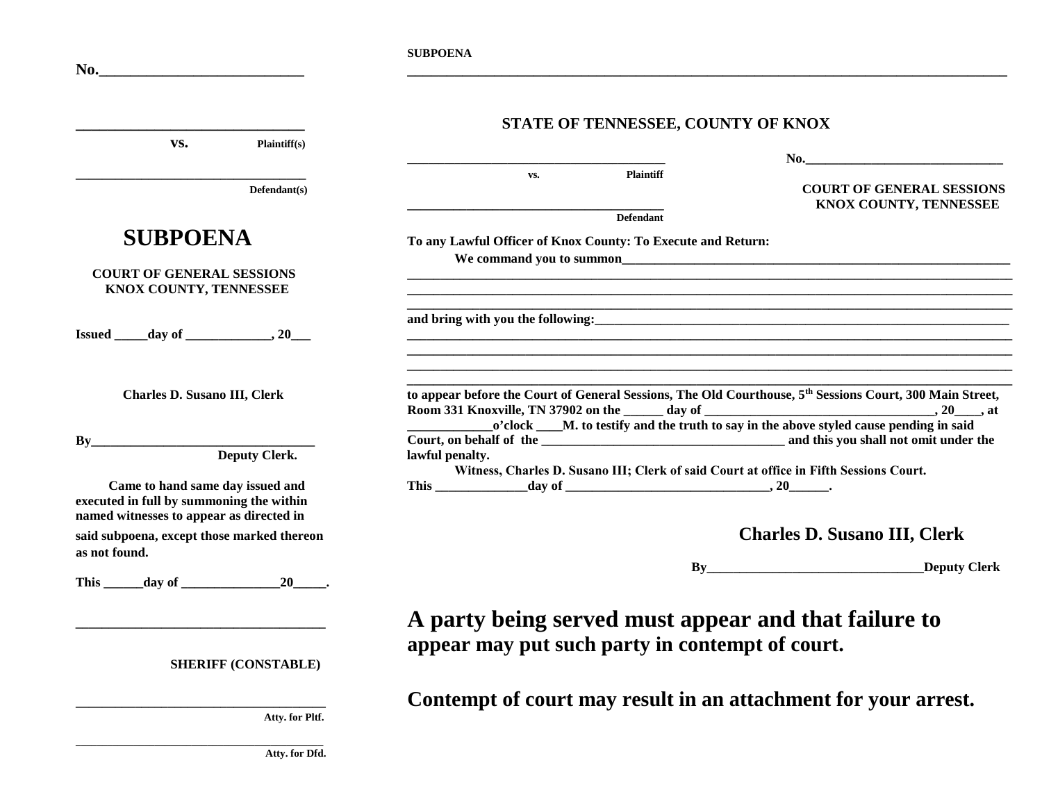No.___________________________

_______________________________

**vs.** Plaintiff(s)

_______________________________

Defendant(s)

# SUBPOENA

**COURT OF GENERAL SESSIONS**
**KNOX COUNTY, TENNESSEE**

**Issued _____day of _____________, 20___**

**Charles D. Susano III, Clerk**

**By__________________________________**
**Deputy Clerk.**

**Came to hand same day issued and executed in full by summoning the within named witnesses to appear as directed in said subpoena, except those marked thereon as not found.**

**This ______day of _______________20_____.**

___________________________________

**SHERIFF (CONSTABLE)**

___________________________________
**Atty. for Pltf.**

___________________________________
**Atty. for Dfd.**

---

**SUBPOENA**

## STATE OF TENNESSEE, COUNTY OF KNOX

_______________________________________ **No.______________________________**

**vs.** **Plaintiff**

**COURT OF GENERAL SESSIONS**
**KNOX COUNTY, TENNESSEE**

_______________________________________
**Defendant**

**To any Lawful Officer of Knox County: To Execute and Return:**

**We command you to summon_____________________________________________________________**
_____________________________________________________________________________________
_____________________________________________________________________________________
_____________________________________________________________________________________

**and bring with you the following:___________________________________________________________**
_____________________________________________________________________________________
_____________________________________________________________________________________
_____________________________________________________________________________________
_____________________________________________________________________________________

**to appear before the Court of General Sessions, The Old Courthouse, 5th Sessions Court, 300 Main Street, Room 331 Knoxville, TN 37902 on the ______ day of ___________________________________, 20____, at _____________o'clock ____M. to testify and the truth to say in the above styled cause pending in said Court, on behalf of the _____________________________________ and this you shall not omit under the lawful penalty.**

**Witness, Charles D. Susano III; Clerk of said Court at office in Fifth Sessions Court.**
**This ______________day of ________________________________, 20______.**

**Charles D. Susano III, Clerk**

**By_________________________________Deputy Clerk**

## A party being served must appear and that failure to appear may put such party in contempt of court.

## Contempt of court may result in an attachment for your arrest.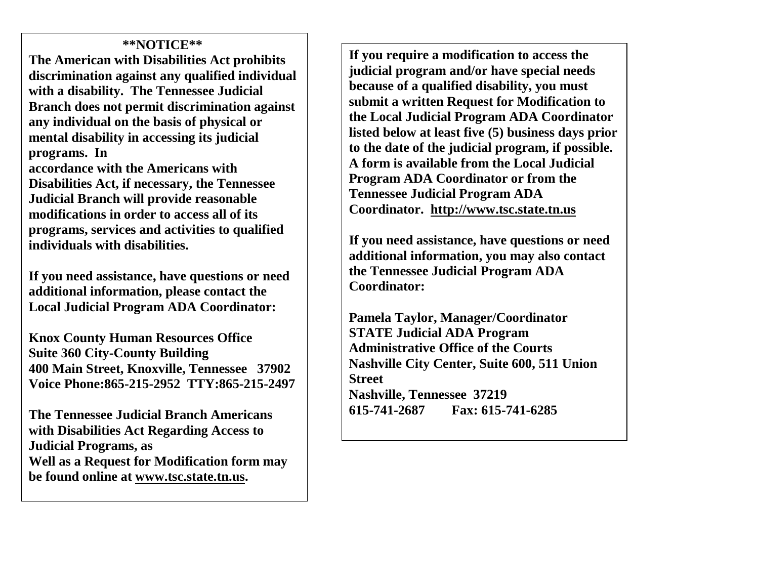**\*\*NOTICE\*\***

**The American with Disabilities Act prohibits discrimination against any qualified individual with a disability. The Tennessee Judicial Branch does not permit discrimination against any individual on the basis of physical or mental disability in accessing its judicial programs. In accordance with the Americans with Disabilities Act, if necessary, the Tennessee Judicial Branch will provide reasonable modifications in order to access all of its programs, services and activities to qualified individuals with disabilities.**

**If you need assistance, have questions or need additional information, please contact the Local Judicial Program ADA Coordinator:**

**Knox County Human Resources Office**
**Suite 360 City-County Building**
**400 Main Street, Knoxville, Tennessee 37902**
**Voice Phone:865-215-2952 TTY:865-215-2497**

**The Tennessee Judicial Branch Americans with Disabilities Act Regarding Access to Judicial Programs, as Well as a Request for Modification form may be found online at www.tsc.state.tn.us.**

**If you require a modification to access the judicial program and/or have special needs because of a qualified disability, you must submit a written Request for Modification to the Local Judicial Program ADA Coordinator listed below at least five (5) business days prior to the date of the judicial program, if possible. A form is available from the Local Judicial Program ADA Coordinator or from the Tennessee Judicial Program ADA Coordinator. http://www.tsc.state.tn.us**

**If you need assistance, have questions or need additional information, you may also contact the Tennessee Judicial Program ADA Coordinator:**

**Pamela Taylor, Manager/Coordinator**
**STATE Judicial ADA Program**
**Administrative Office of the Courts**
**Nashville City Center, Suite 600, 511 Union Street**
**Nashville, Tennessee 37219**
**615-741-2687 Fax: 615-741-6285**